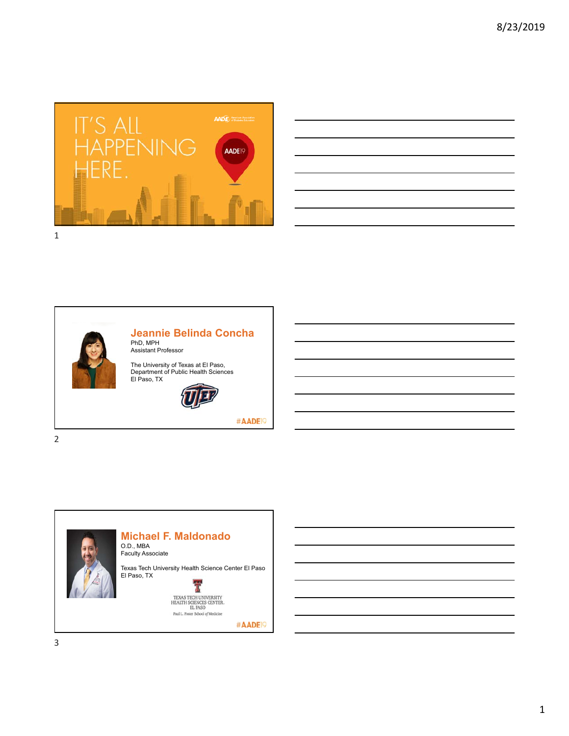IT'S ALL HAPPENING HERE.

AADE19

## Jeannie Belinda Concha

PhD, MPH
Assistant Professor

The University of Texas at El Paso,
Department of Public Health Sciences
El Paso, TX

#AADE19

## Michael F. Maldonado

O.D., MBA
Faculty Associate

Texas Tech University Health Science Center El Paso
El Paso, TX

TEXAS TECH UNIVERSITY HEALTH SCIENCES CENTER. EL PASO
Paul L. Foster School of Medicine

#AADE19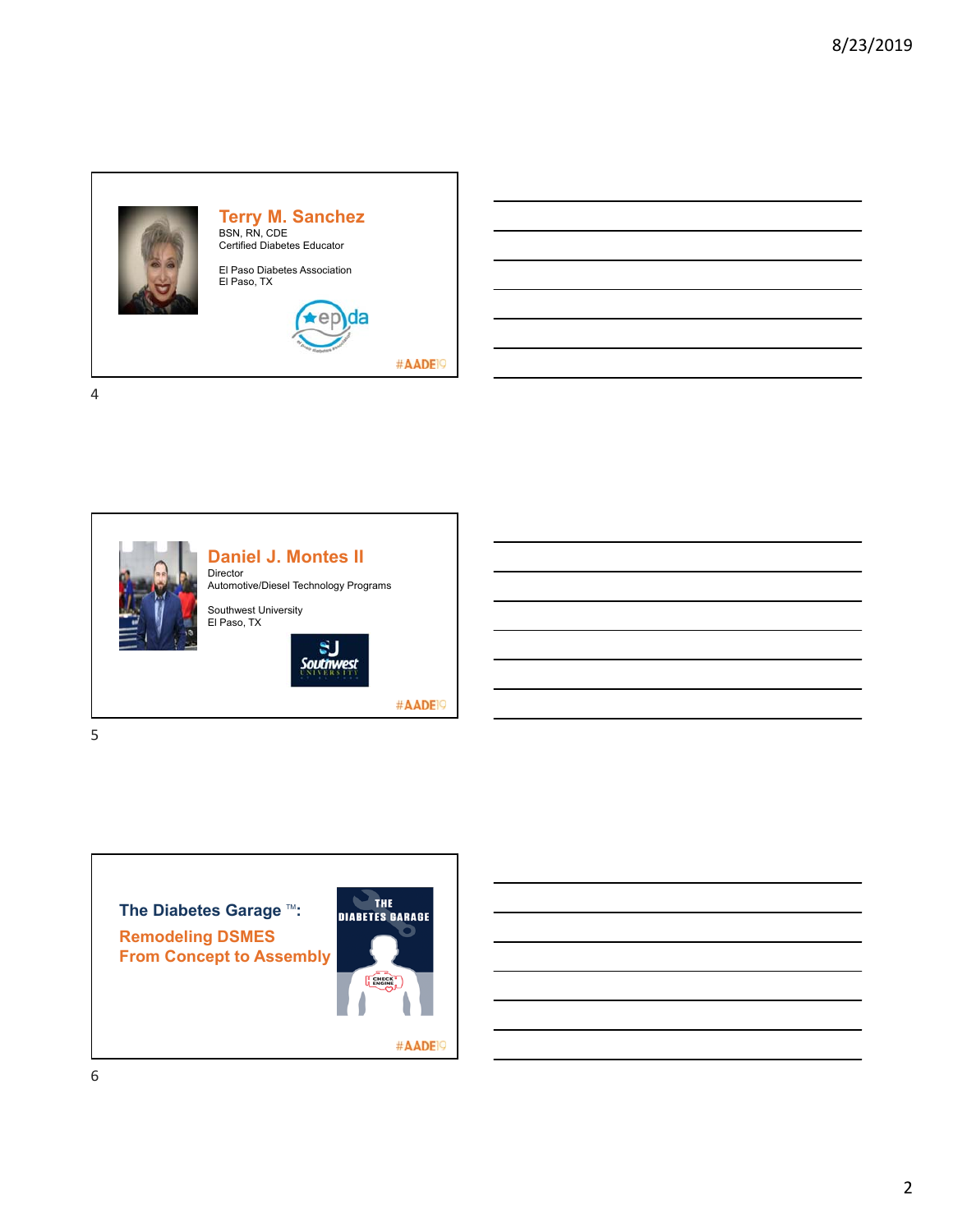## Terry M. Sanchez

BSN, RN, CDE
Certified Diabetes Educator

El Paso Diabetes Association
El Paso, TX

epda

#AADE19

## Daniel J. Montes II

Director
Automotive/Diesel Technology Programs

Southwest University
El Paso, TX

Southwest University

#AADE19

## The Diabetes Garage ™:

## Remodeling DSMES From Concept to Assembly

THE DIABETES GARAGE

CHECK ENGINE

#AADE19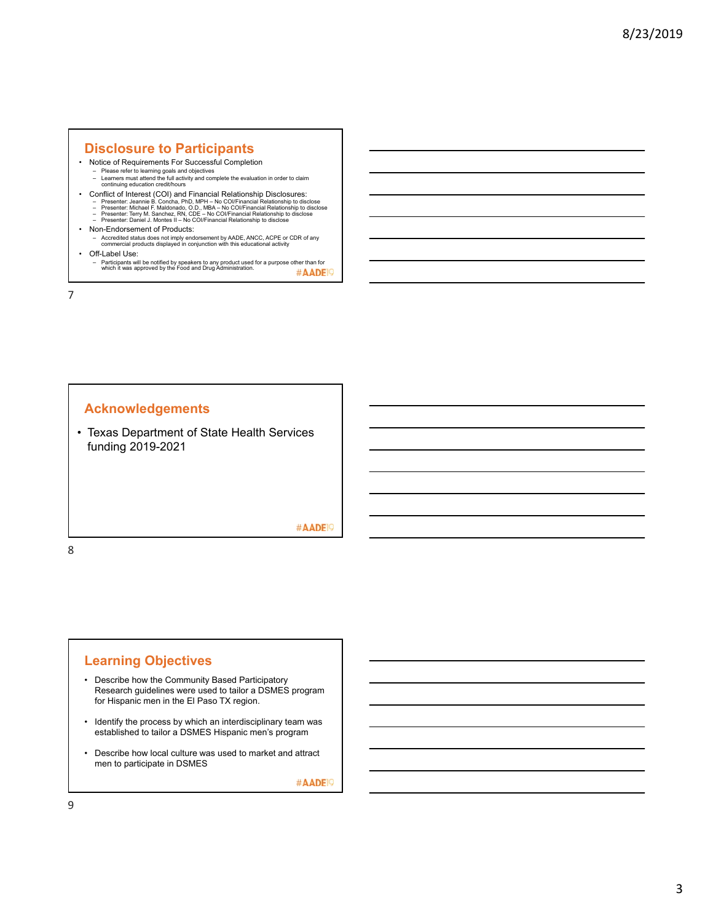## Disclosure to Participants

- Notice of Requirements For Successful Completion
  - Please refer to learning goals and objectives
  - Learners must attend the full activity and complete the evaluation in order to claim continuing education credit/hours
- Conflict of Interest (COI) and Financial Relationship Disclosures:
  - Presenter: Jeannie B. Concha, PhD, MPH – No COI/Financial Relationship to disclose
  - Presenter: Michael F. Maldonado, O.D., MBA – No COI/Financial Relationship to disclose
  - Presenter: Terry M. Sanchez, RN, CDE – No COI/Financial Relationship to disclose
  - Presenter: Daniel J. Montes II – No COI/Financial Relationship to disclose
- Non-Endorsement of Products:
  - Accredited status does not imply endorsement by AADE, ANCC, ACPE or CDR of any commercial products displayed in conjunction with this educational activity
- Off-Label Use:
  - Participants will be notified by speakers to any product used for a purpose other than for which it was approved by the Food and Drug Administration.

#AADE19

## Acknowledgements

- Texas Department of State Health Services funding 2019-2021

#AADE19

## Learning Objectives

- Describe how the Community Based Participatory Research guidelines were used to tailor a DSMES program for Hispanic men in the El Paso TX region.
- Identify the process by which an interdisciplinary team was established to tailor a DSMES Hispanic men's program
- Describe how local culture was used to market and attract men to participate in DSMES

#AADE19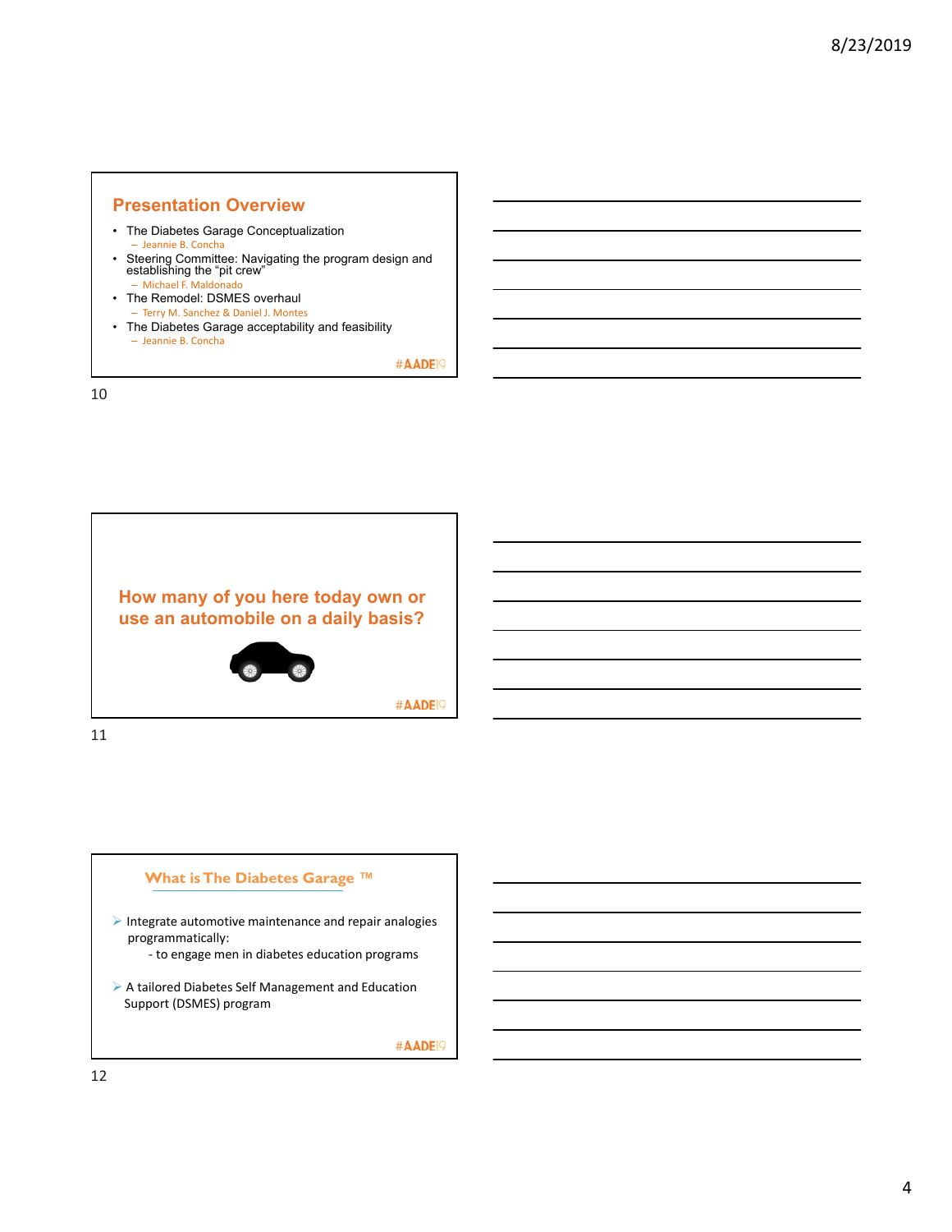## Presentation Overview

- The Diabetes Garage Conceptualization
  - Jeannie B. Concha
- Steering Committee: Navigating the program design and establishing the "pit crew"
  - Michael F. Maldonado
- The Remodel: DSMES overhaul
  - Terry M. Sanchez & Daniel J. Montes
- The Diabetes Garage acceptability and feasibility
  - Jeannie B. Concha

#AADE19

## How many of you here today own or use an automobile on a daily basis?

#AADE19

## What is The Diabetes Garage ™

- Integrate automotive maintenance and repair analogies programmatically:
  - to engage men in diabetes education programs
- A tailored Diabetes Self Management and Education Support (DSMES) program

#AADE19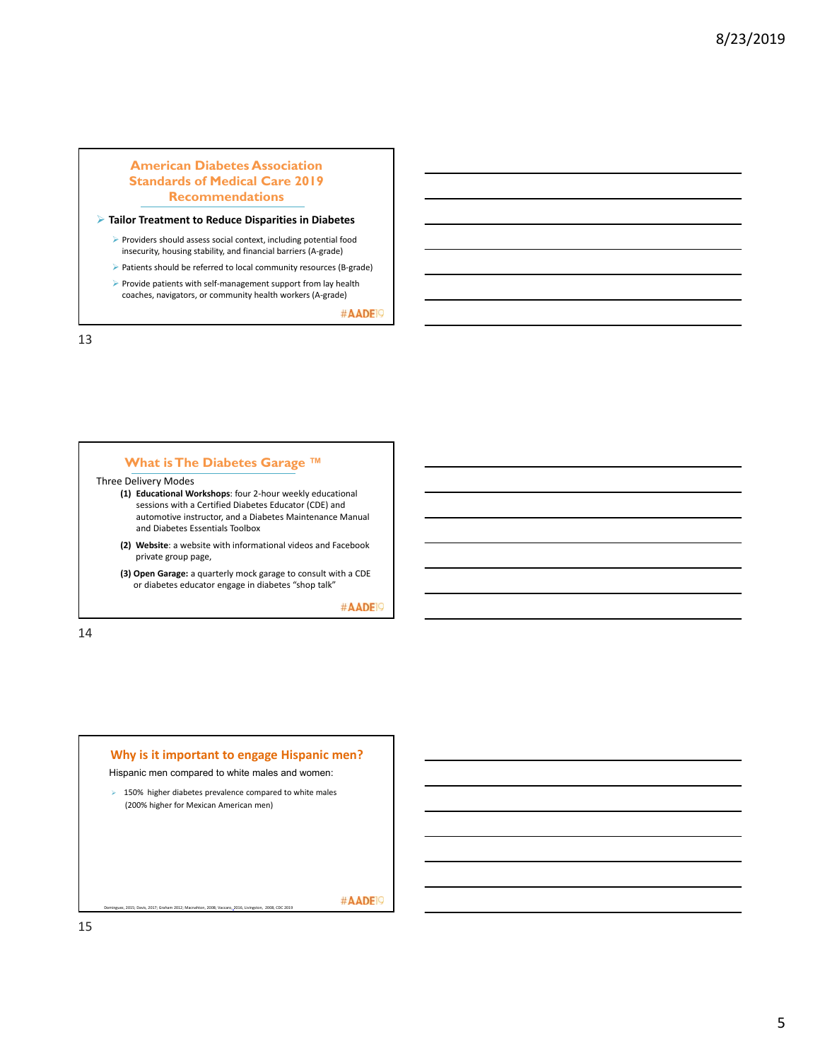## American Diabetes Association Standards of Medical Care 2019 Recommendations

- **Tailor Treatment to Reduce Disparities in Diabetes**
  - Providers should assess social context, including potential food insecurity, housing stability, and financial barriers (A-grade)
  - Patients should be referred to local community resources (B-grade)
  - Provide patients with self-management support from lay health coaches, navigators, or community health workers (A-grade)

#AADE19

## What is The Diabetes Garage ™

Three Delivery Modes

(1) **Educational Workshops**: four 2-hour weekly educational sessions with a Certified Diabetes Educator (CDE) and automotive instructor, and a Diabetes Maintenance Manual and Diabetes Essentials Toolbox

(2) **Website**: a website with informational videos and Facebook private group page,

(3) **Open Garage:** a quarterly mock garage to consult with a CDE or diabetes educator engage in diabetes "shop talk"

#AADE19

## Why is it important to engage Hispanic men?

Hispanic men compared to white males and women:

- 150% higher diabetes prevalence compared to white males (200% higher for Mexican American men)

Dominguez, 2015; Davis, 2017; Graham 2012; Macnahton, 2008; Vaccaro, 2016, Livingston, 2008, CDC 2019

#AADE19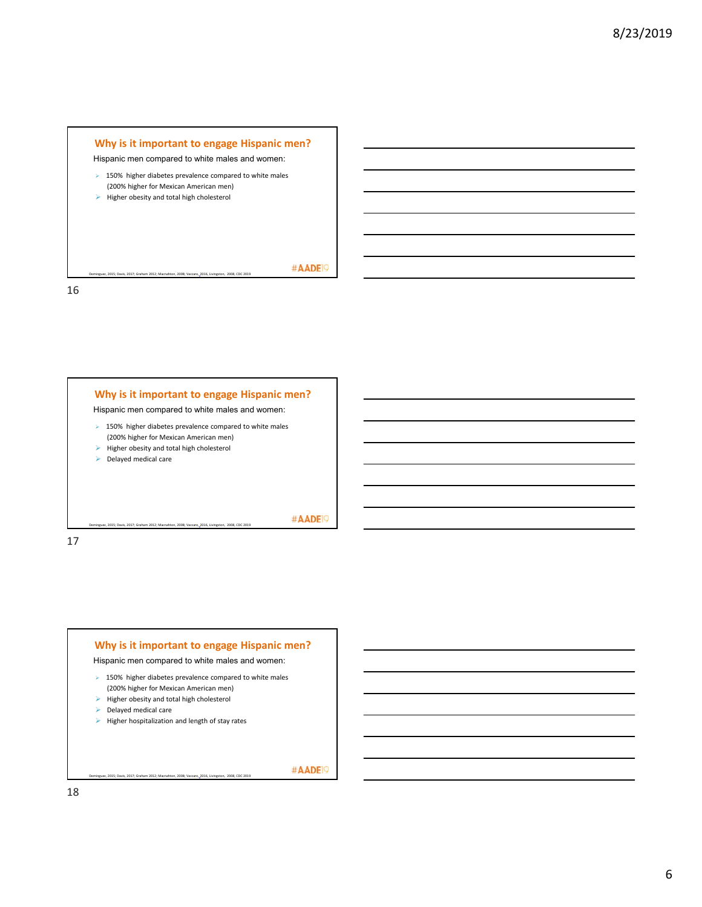## Why is it important to engage Hispanic men?

Hispanic men compared to white males and women:

- 150% higher diabetes prevalence compared to white males (200% higher for Mexican American men)
- Higher obesity and total high cholesterol

Dominguez, 2015; Davis, 2017; Graham 2012; Macnahton, 2008; Vaccaro, 2016, Livingston, 2008, CDC 2019

#AADE19

16

## Why is it important to engage Hispanic men?

Hispanic men compared to white males and women:

- 150% higher diabetes prevalence compared to white males (200% higher for Mexican American men)
- Higher obesity and total high cholesterol
- Delayed medical care

Dominguez, 2015; Davis, 2017; Graham 2012; Macnahton, 2008; Vaccaro, 2016, Livingston, 2008, CDC 2019

#AADE19

17

## Why is it important to engage Hispanic men?

Hispanic men compared to white males and women:

- 150% higher diabetes prevalence compared to white males (200% higher for Mexican American men)
- Higher obesity and total high cholesterol
- Delayed medical care
- Higher hospitalization and length of stay rates

Dominguez, 2015; Davis, 2017; Graham 2012; Macnahton, 2008; Vaccaro, 2016, Livingston, 2008, CDC 2019

#AADE19

18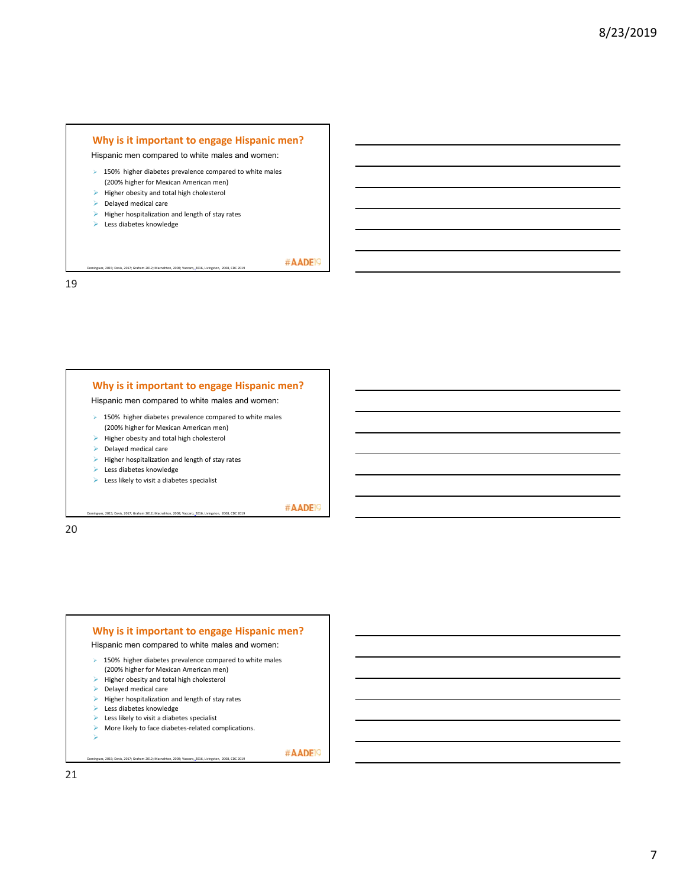## Why is it important to engage Hispanic men?

Hispanic men compared to white males and women:

- 150% higher diabetes prevalence compared to white males (200% higher for Mexican American men)
- Higher obesity and total high cholesterol
- Delayed medical care
- Higher hospitalization and length of stay rates
- Less diabetes knowledge

Dominguez, 2015; Davis, 2017; Graham 2012; Macnahton, 2008; Vaccaro, 2016, Livingston, 2008, CDC 2019

#AADE19

## Why is it important to engage Hispanic men?

Hispanic men compared to white males and women:

- 150% higher diabetes prevalence compared to white males (200% higher for Mexican American men)
- Higher obesity and total high cholesterol
- Delayed medical care
- Higher hospitalization and length of stay rates
- Less diabetes knowledge
- Less likely to visit a diabetes specialist

Dominguez, 2015; Davis, 2017; Graham 2012; Macnahton, 2008; Vaccaro, 2016, Livingston, 2008, CDC 2019

#AADE19

## Why is it important to engage Hispanic men?

Hispanic men compared to white males and women:

- 150% higher diabetes prevalence compared to white males (200% higher for Mexican American men)
- Higher obesity and total high cholesterol
- Delayed medical care
- Higher hospitalization and length of stay rates
- Less diabetes knowledge
- Less likely to visit a diabetes specialist
- More likely to face diabetes-related complications.

Dominguez, 2015; Davis, 2017; Graham 2012; Macnahton, 2008; Vaccaro, 2016, Livingston, 2008, CDC 2019

#AADE19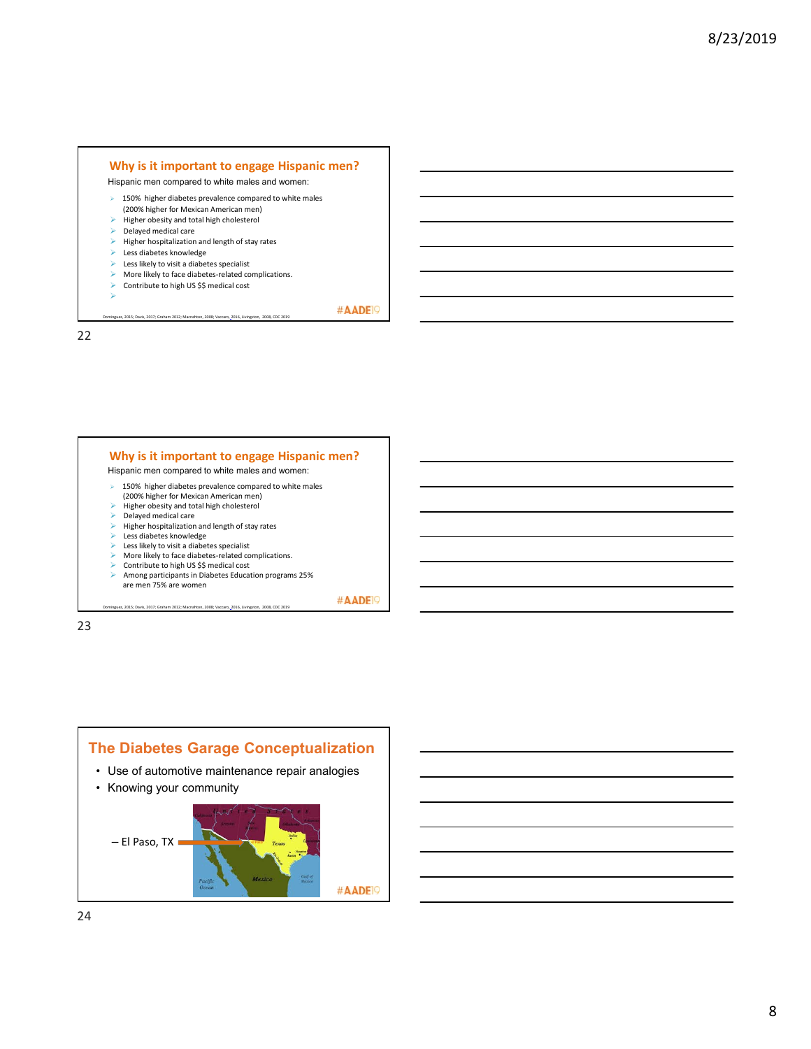## Why is it important to engage Hispanic men?

Hispanic men compared to white males and women:

- 150% higher diabetes prevalence compared to white males (200% higher for Mexican American men)
- Higher obesity and total high cholesterol
- Delayed medical care
- Higher hospitalization and length of stay rates
- Less diabetes knowledge
- Less likely to visit a diabetes specialist
- More likely to face diabetes-related complications.
- Contribute to high US $$ medical cost

Dominguez, 2015; Davis, 2017; Graham 2012; Macnahton, 2008; Vaccaro, 2016, Livingston, 2008, CDC 2019

#AADE19

## Why is it important to engage Hispanic men?

Hispanic men compared to white males and women:

- 150% higher diabetes prevalence compared to white males (200% higher for Mexican American men)
- Higher obesity and total high cholesterol
- Delayed medical care
- Higher hospitalization and length of stay rates
- Less diabetes knowledge
- Less likely to visit a diabetes specialist
- More likely to face diabetes-related complications.
- Contribute to high US $$ medical cost
- Among participants in Diabetes Education programs 25% are men 75% are women

Dominguez, 2015; Davis, 2017; Graham 2012; Macnahton, 2008; Vaccaro, 2016, Livingston, 2008, CDC 2019

#AADE19

## The Diabetes Garage Conceptualization

- Use of automotive maintenance repair analogies
- Knowing your community
  - El Paso, TX

#AADE19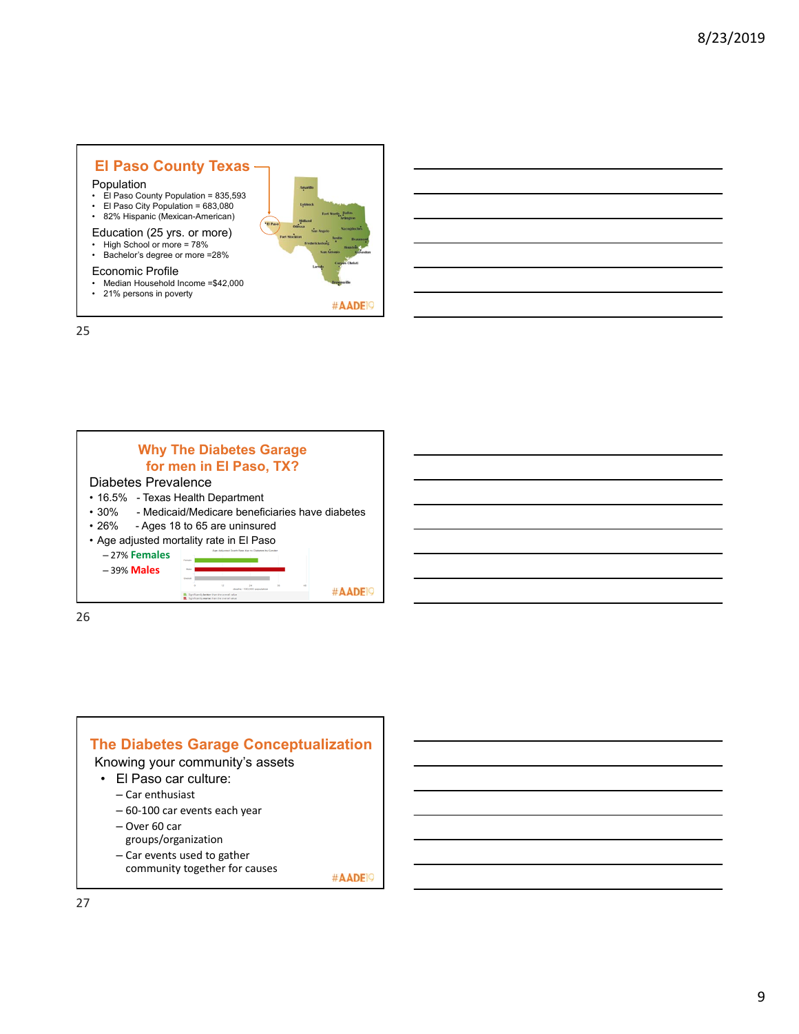## El Paso County Texas

Population

- El Paso County Population = 835,593
- El Paso City Population = 683,080
- 82% Hispanic (Mexican-American)

Education (25 yrs. or more)

- High School or more = 78%
- Bachelor's degree or more =28%

Economic Profile

- Median Household Income =$42,000
- 21% persons in poverty

#AADE19

## Why The Diabetes Garage for men in El Paso, TX?

Diabetes Prevalence

- 16.5% - Texas Health Department
- 30% - Medicaid/Medicare beneficiaries have diabetes
- 26% - Ages 18 to 65 are uninsured
- Age adjusted mortality rate in El Paso
  - 27% **Females**
  - 39% **Males**

#AADE19

## The Diabetes Garage Conceptualization

Knowing your community's assets

- El Paso car culture:
  - Car enthusiast
  - 60-100 car events each year
  - Over 60 car groups/organization
  - Car events used to gather community together for causes

#AADE19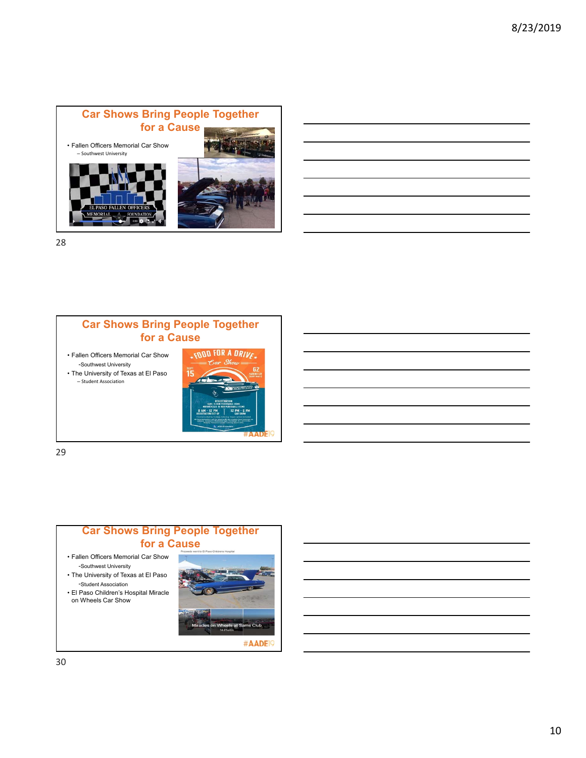## Car Shows Bring People Together for a Cause

- Fallen Officers Memorial Car Show
  - Southwest University

## Car Shows Bring People Together for a Cause

- Fallen Officers Memorial Car Show
  - -Southwest University
- The University of Texas at El Paso
  - Student Association

## Car Shows Bring People Together for a Cause

- Fallen Officers Memorial Car Show
  - -Southwest University
- The University of Texas at El Paso
  - -Student Association
- El Paso Children's Hospital Miracle on Wheels Car Show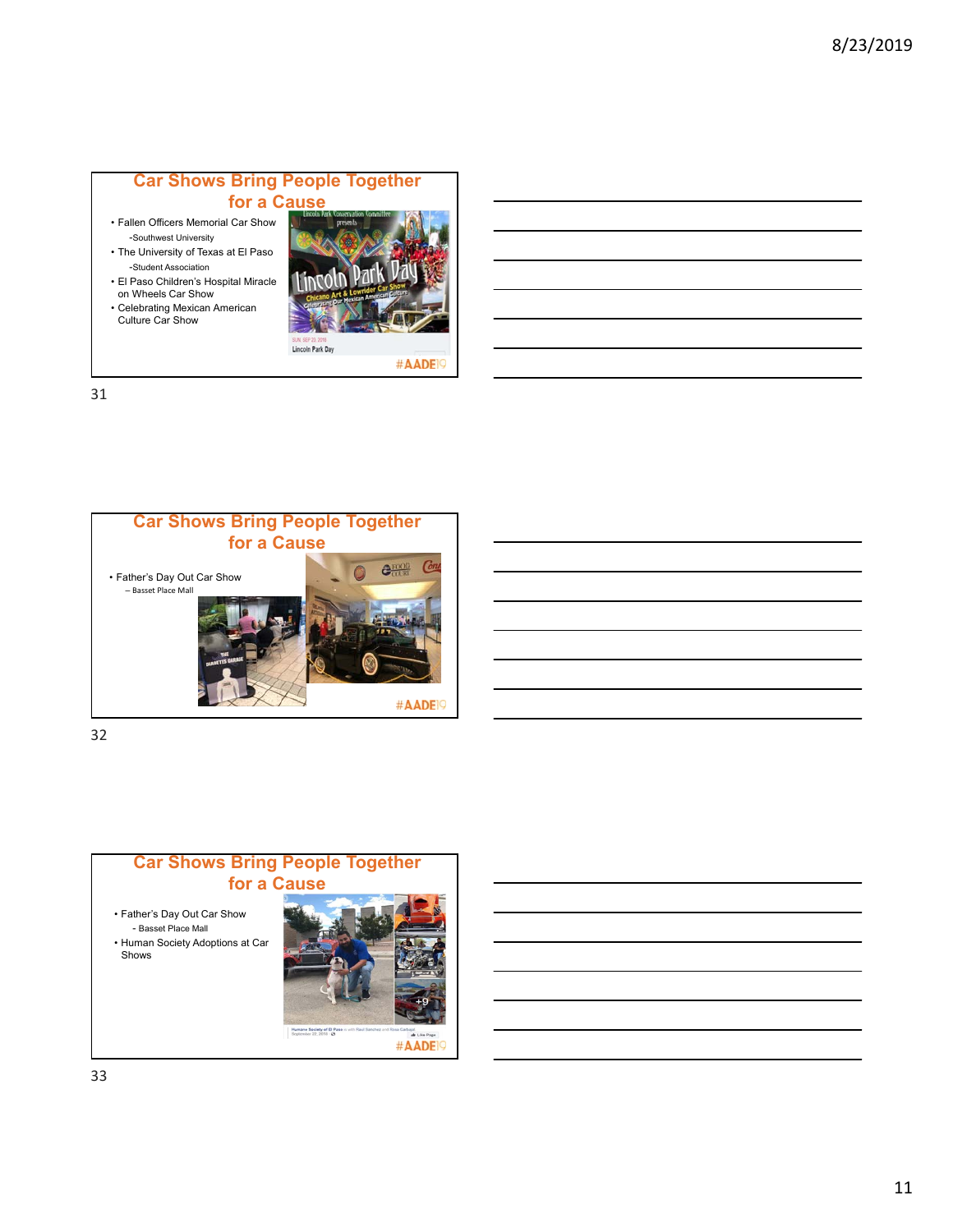## Car Shows Bring People Together for a Cause

- Fallen Officers Memorial Car Show
  - -Southwest University
- The University of Texas at El Paso
  - -Student Association
- El Paso Children's Hospital Miracle on Wheels Car Show
- Celebrating Mexican American Culture Car Show

#AADE19

## Car Shows Bring People Together for a Cause

- Father's Day Out Car Show
  - – Basset Place Mall

#AADE19

## Car Shows Bring People Together for a Cause

- Father's Day Out Car Show
  - - Basset Place Mall
- Human Society Adoptions at Car Shows

#AADE19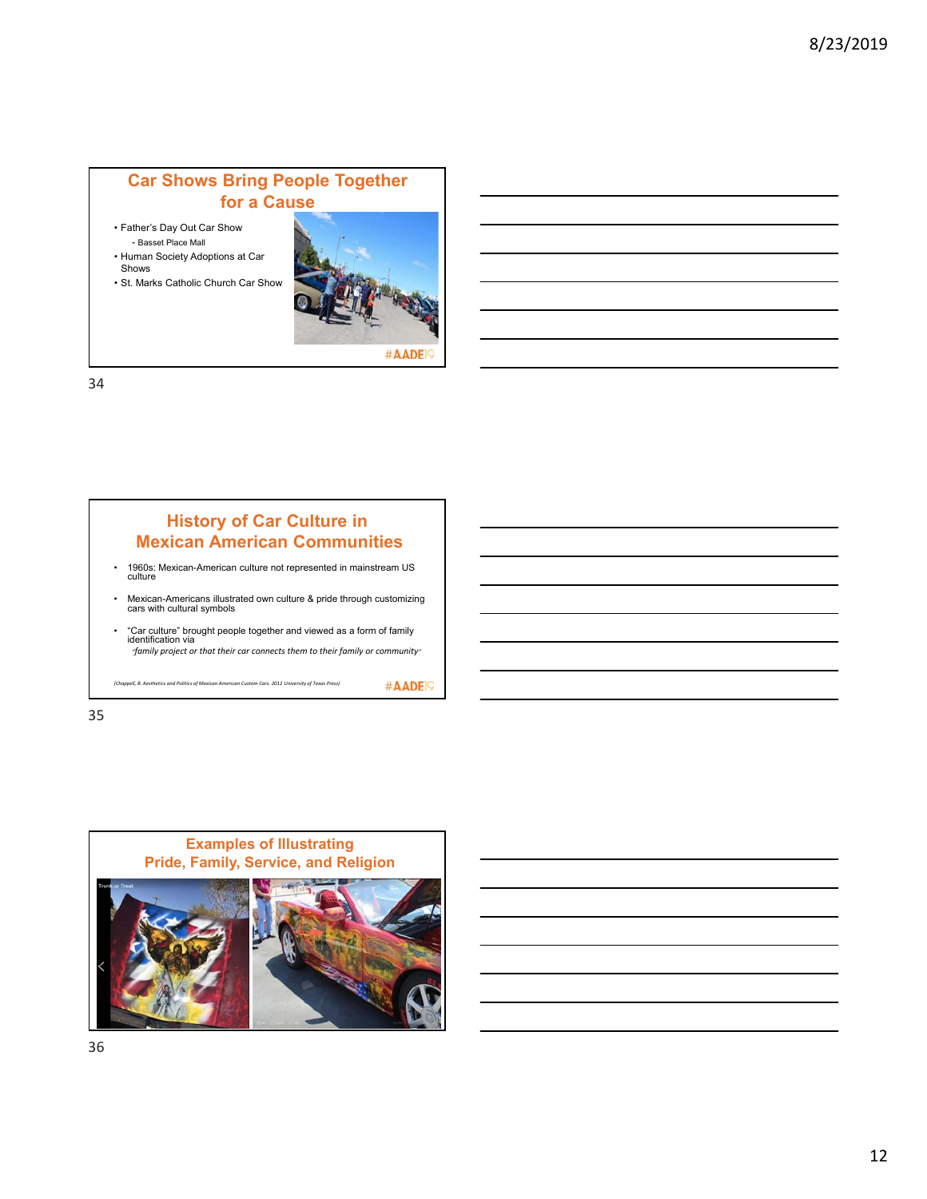## Car Shows Bring People Together for a Cause

- Father's Day Out Car Show
  - Basset Place Mall
- Human Society Adoptions at Car Shows
- St. Marks Catholic Church Car Show

#AADE19

## History of Car Culture in Mexican American Communities

- 1960s: Mexican-American culture not represented in mainstream US culture
- Mexican-Americans illustrated own culture & pride through customizing cars with cultural symbols
- "Car culture" brought people together and viewed as a form of family identification via
  *"family project or that their car connects them to their family or community"*

*(Chappell, B. Aesthetics and Politics of Mexican American Custom Cars. 2012 University of Texas Press)*

#AADE19

## Examples of Illustrating Pride, Family, Service, and Religion

Trunk or Treat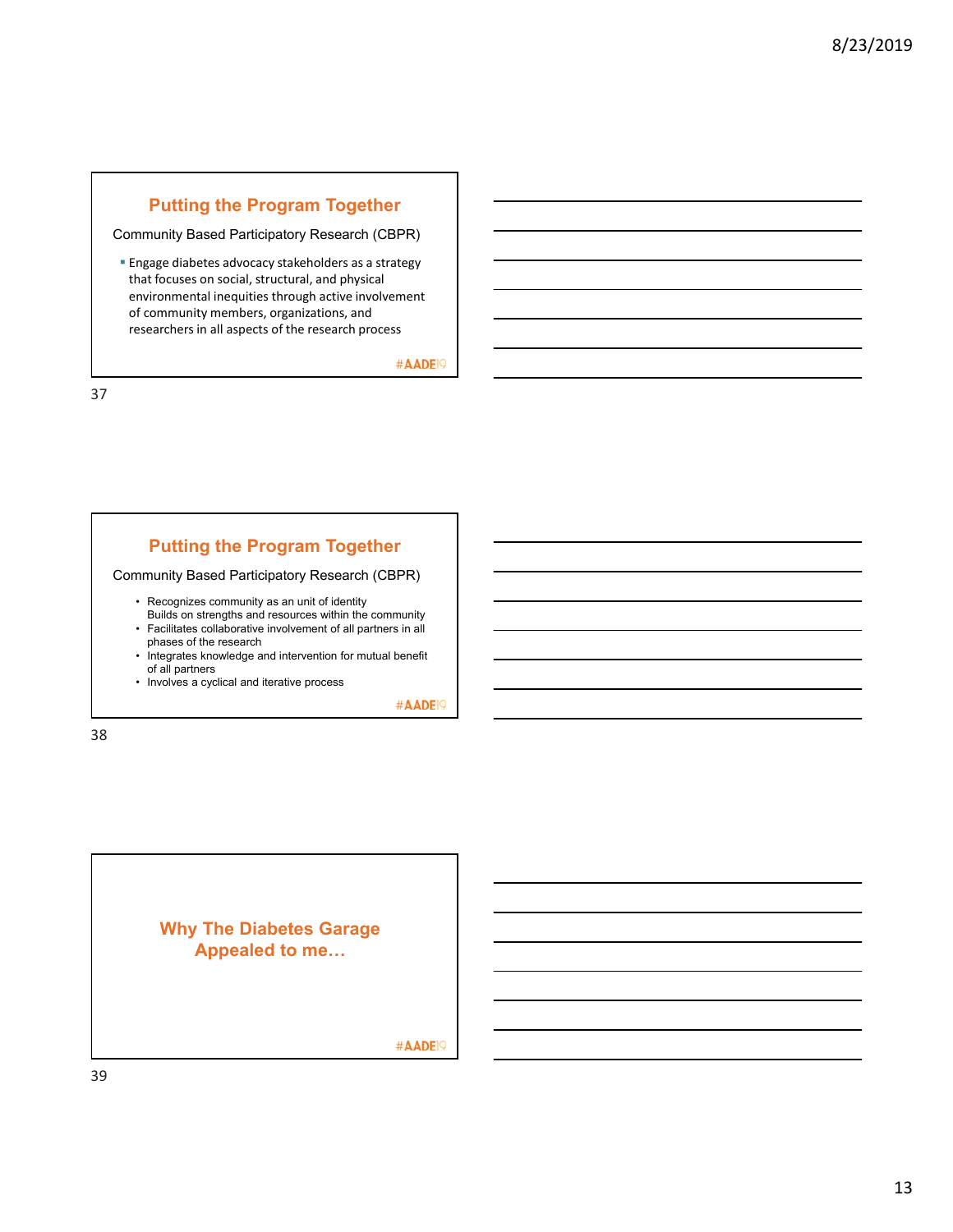## Putting the Program Together

Community Based Participatory Research (CBPR)

- Engage diabetes advocacy stakeholders as a strategy that focuses on social, structural, and physical environmental inequities through active involvement of community members, organizations, and researchers in all aspects of the research process

#AADE19

## Putting the Program Together

Community Based Participatory Research (CBPR)

- Recognizes community as an unit of identity
  Builds on strengths and resources within the community
- Facilitates collaborative involvement of all partners in all phases of the research
- Integrates knowledge and intervention for mutual benefit of all partners
- Involves a cyclical and iterative process

#AADE19

## Why The Diabetes Garage Appealed to me…

#AADE19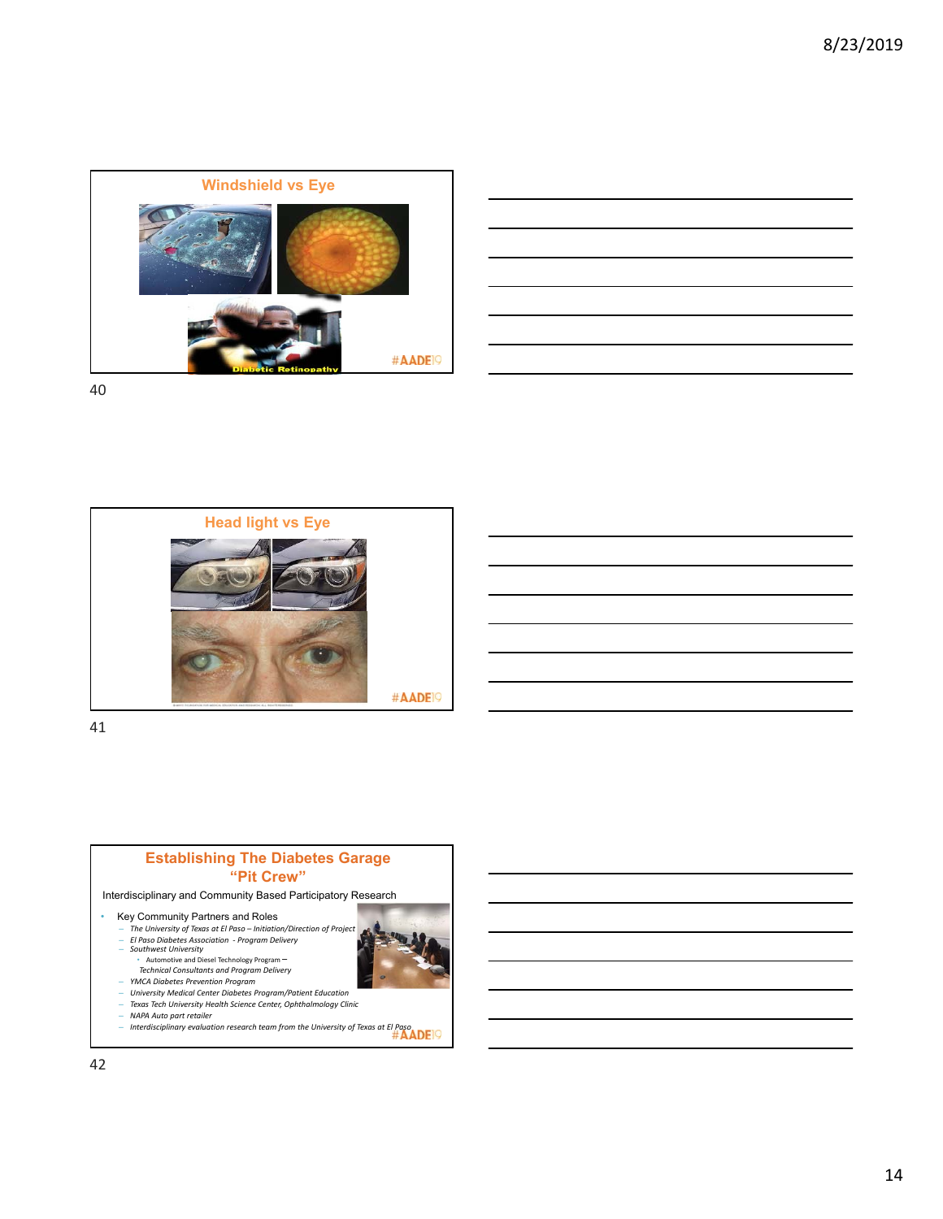## Windshield vs Eye

Diabetic Retinopathy

#AADE19

## Head light vs Eye

#AADE19

## Establishing The Diabetes Garage "Pit Crew"

Interdisciplinary and Community Based Participatory Research

- Key Community Partners and Roles
  - *The University of Texas at El Paso – Initiation/Direction of Project*
  - *El Paso Diabetes Association - Program Delivery*
  - *Southwest University*
    - Automotive and Diesel Technology Program – *Technical Consultants and Program Delivery*
  - *YMCA Diabetes Prevention Program*
  - *University Medical Center Diabetes Program/Patient Education*
  - *Texas Tech University Health Science Center, Ophthalmology Clinic*
  - *NAPA Auto part retailer*
  - *Interdisciplinary evaluation research team from the University of Texas at El Paso*

#AADE19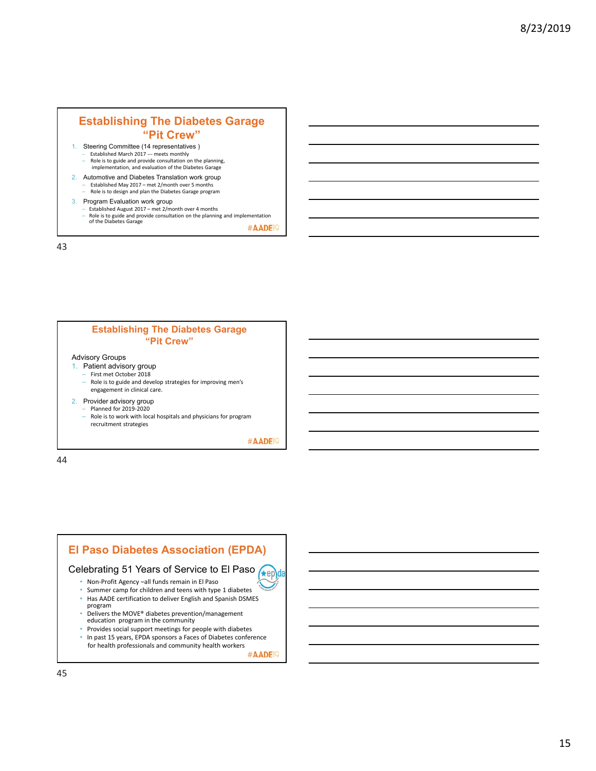## Establishing The Diabetes Garage "Pit Crew"

1. Steering Committee (14 representatives )
   - Established March 2017 --- meets monthly
   - Role is to guide and provide consultation on the planning, implementation, and evaluation of the Diabetes Garage
2. Automotive and Diabetes Translation work group
   - Established May 2017 – met 2/month over 5 months
   - Role is to design and plan the Diabetes Garage program
3. Program Evaluation work group
   - Established August 2017 – met 2/month over 4 months
   - Role is to guide and provide consultation on the planning and implementation of the Diabetes Garage

#AADE19

## Establishing The Diabetes Garage "Pit Crew"

Advisory Groups

1. Patient advisory group
   - First met October 2018
   - Role is to guide and develop strategies for improving men's engagement in clinical care.
2. Provider advisory group
   - Planned for 2019-2020
   - Role is to work with local hospitals and physicians for program recruitment strategies

#AADE19

## El Paso Diabetes Association (EPDA)

### Celebrating 51 Years of Service to El Paso

- Non-Profit Agency –all funds remain in El Paso
- Summer camp for children and teens with type 1 diabetes
- Has AADE certification to deliver English and Spanish DSMES program
- Delivers the MOVE® diabetes prevention/management education program in the community
- Provides social support meetings for people with diabetes
- In past 15 years, EPDA sponsors a Faces of Diabetes conference for health professionals and community health workers

#AADE19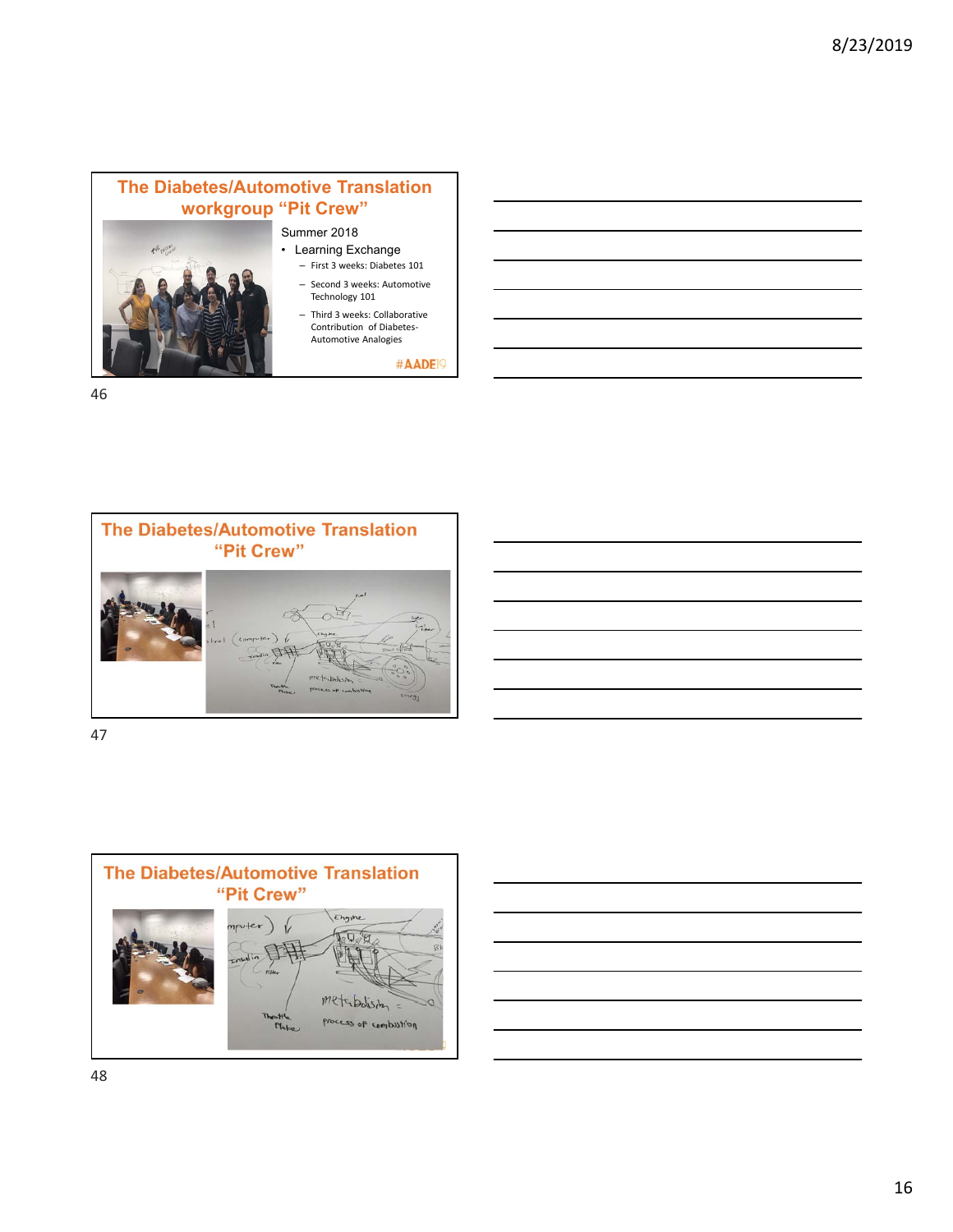## The Diabetes/Automotive Translation workgroup "Pit Crew"

Summer 2018

- Learning Exchange
  - First 3 weeks: Diabetes 101
  - Second 3 weeks: Automotive Technology 101
  - Third 3 weeks: Collaborative Contribution of Diabetes-Automotive Analogies

#AADE19

## The Diabetes/Automotive Translation "Pit Crew"

## The Diabetes/Automotive Translation "Pit Crew"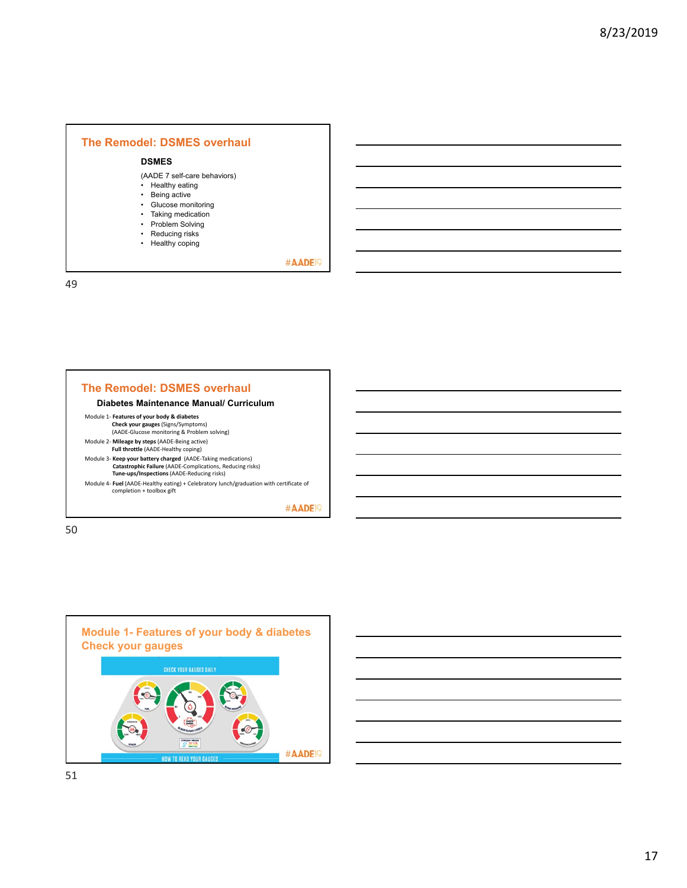## The Remodel: DSMES overhaul

**DSMES**

(AADE 7 self-care behaviors)

- Healthy eating
- Being active
- Glucose monitoring
- Taking medication
- Problem Solving
- Reducing risks
- Healthy coping

#AADE19

## The Remodel: DSMES overhaul

**Diabetes Maintenance Manual/ Curriculum**

Module 1- **Features of your body & diabetes**
**Check your gauges** (Signs/Symptoms)
(AADE-Glucose monitoring & Problem solving)

Module 2- **Mileage by steps** (AADE-Being active)
**Full throttle** (AADE-Healthy coping)

Module 3- **Keep your battery charged** (AADE-Taking medications)
**Catastrophic Failure** (AADE-Complications, Reducing risks)
**Tune-ups/Inspections** (AADE-Reducing risks)

Module 4- **Fuel** (AADE-Healthy eating) + Celebratory lunch/graduation with certificate of completion + toolbox gift

#AADE19

## Module 1- Features of your body & diabetes Check your gauges

CHECK YOUR GAUGES DAILY

HOW TO READ YOUR GAUGES

#AADE19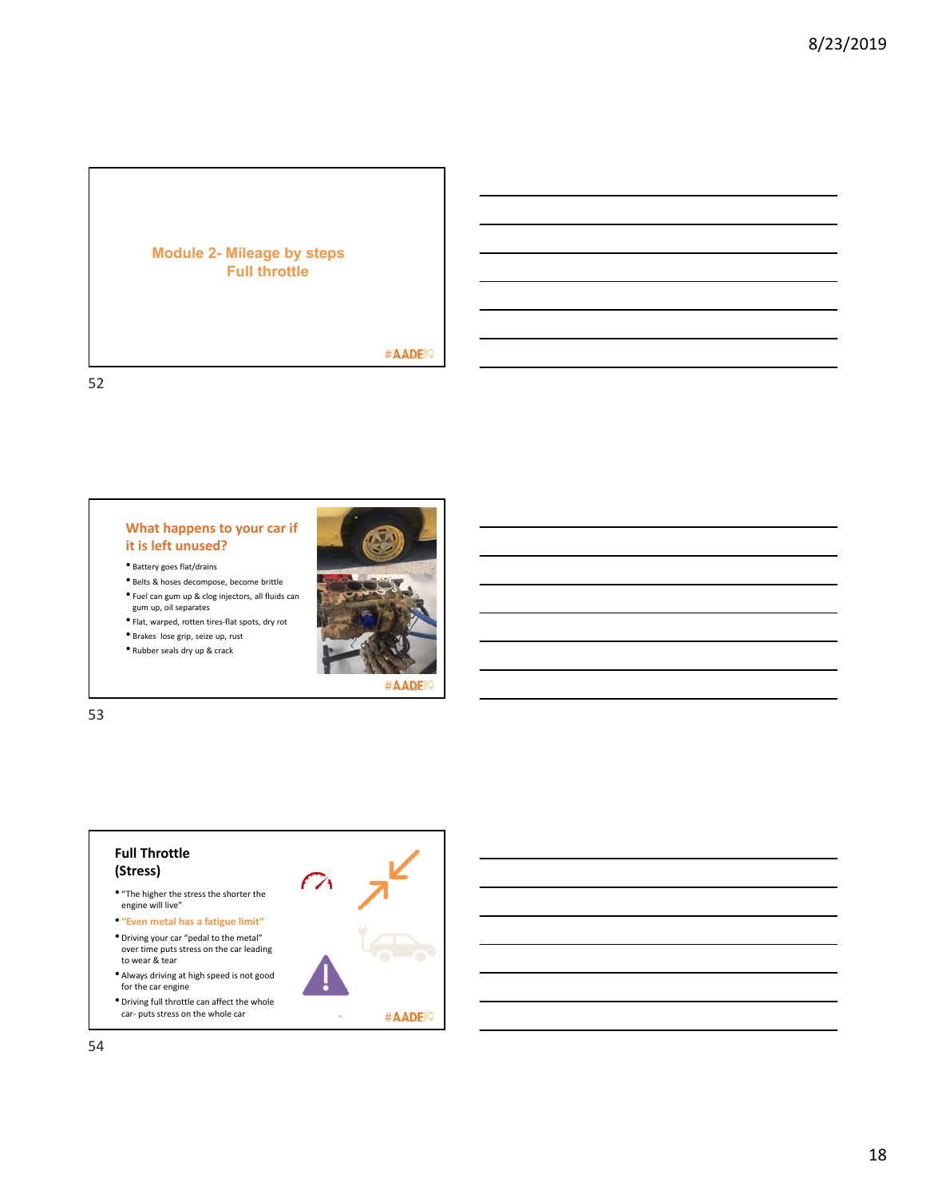## Module 2- Mileage by steps
## Full throttle

#AADE19

## What happens to your car if it is left unused?

- Battery goes flat/drains
- Belts & hoses decompose, become brittle
- Fuel can gum up & clog injectors, all fluids can gum up, oil separates
- Flat, warped, rotten tires-flat spots, dry rot
- Brakes lose grip, seize up, rust
- Rubber seals dry up & crack

#AADE19

## Full Throttle (Stress)

- "The higher the stress the shorter the engine will live"
- **"Even metal has a fatigue limit"**
- Driving your car "pedal to the metal" over time puts stress on the car leading to wear & tear
- Always driving at high speed is not good for the car engine
- Driving full throttle can affect the whole car- puts stress on the whole car

#AADE19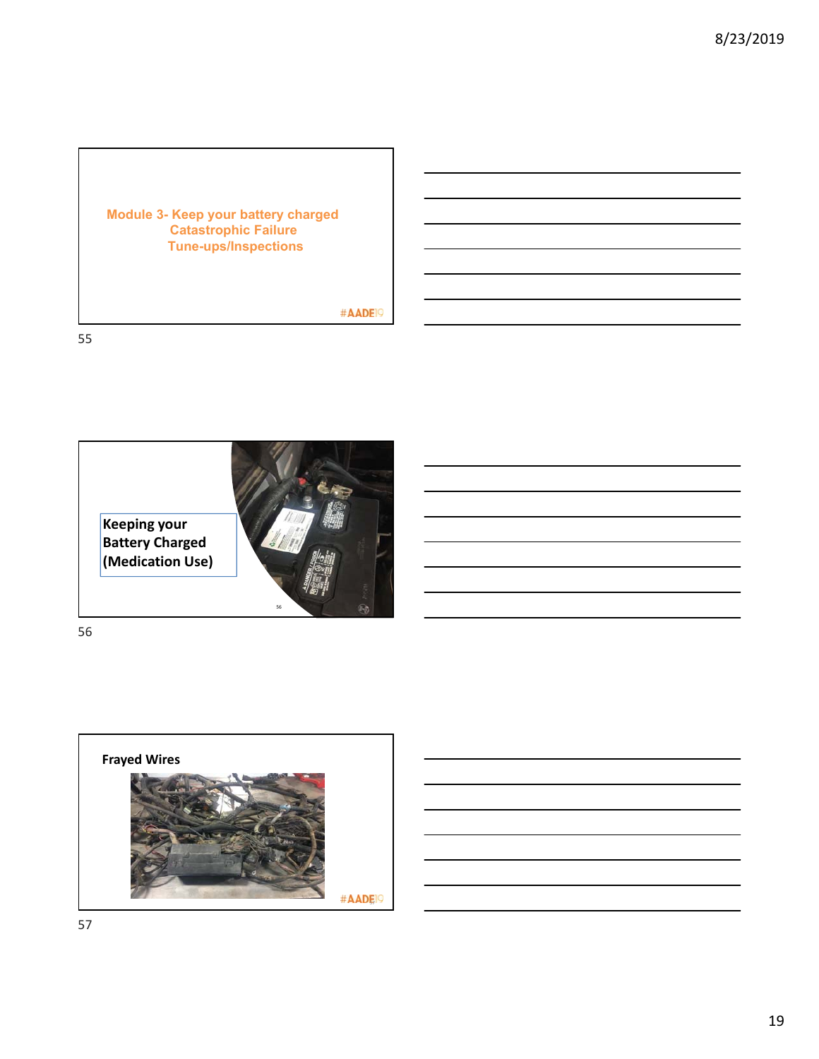Module 3- Keep your battery charged
Catastrophic Failure
Tune-ups/Inspections

#AADE19

55

Keeping your Battery Charged (Medication Use)

56

Frayed Wires

#AADE19

57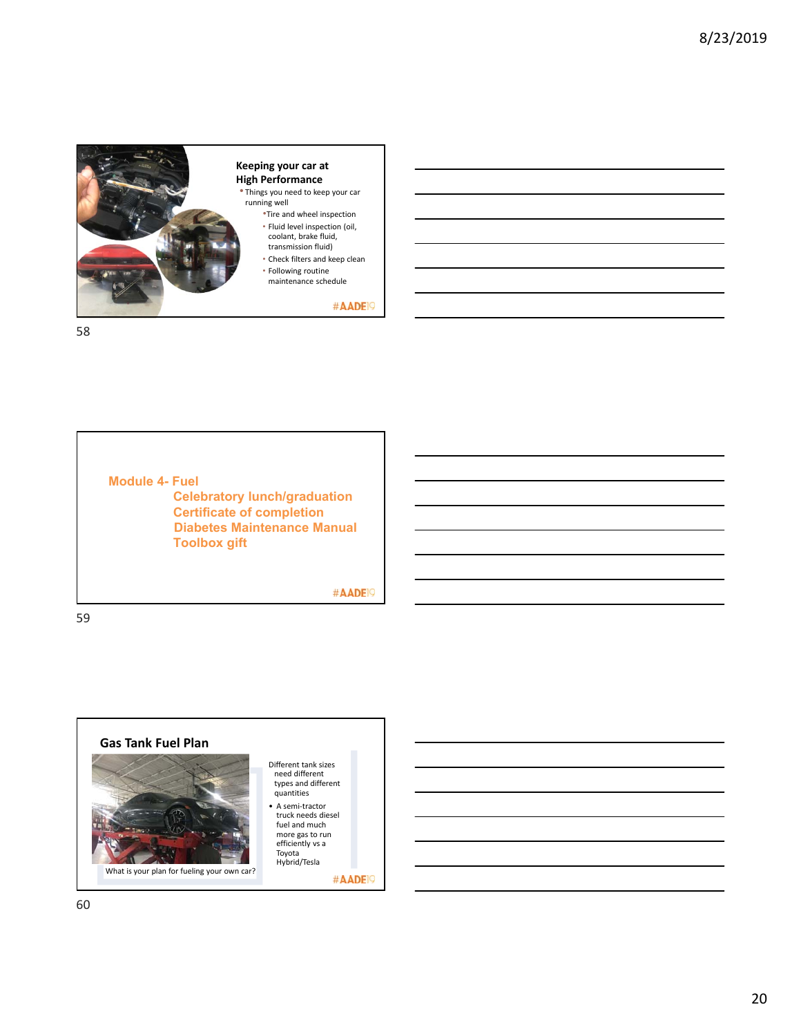### Keeping your car at High Performance

- Things you need to keep your car running well
  - Tire and wheel inspection
  - Fluid level inspection (oil, coolant, brake fluid, transmission fluid)
  - Check filters and keep clean
  - Following routine maintenance schedule

#AADE19

58

### Module 4- Fuel

Celebratory lunch/graduation
Certificate of completion
Diabetes Maintenance Manual
Toolbox gift

#AADE19

59

### Gas Tank Fuel Plan

Different tank sizes need different types and different quantities

- A semi-tractor truck needs diesel fuel and much more gas to run efficiently vs a Toyota Hybrid/Tesla

What is your plan for fueling your own car?

#AADE19

60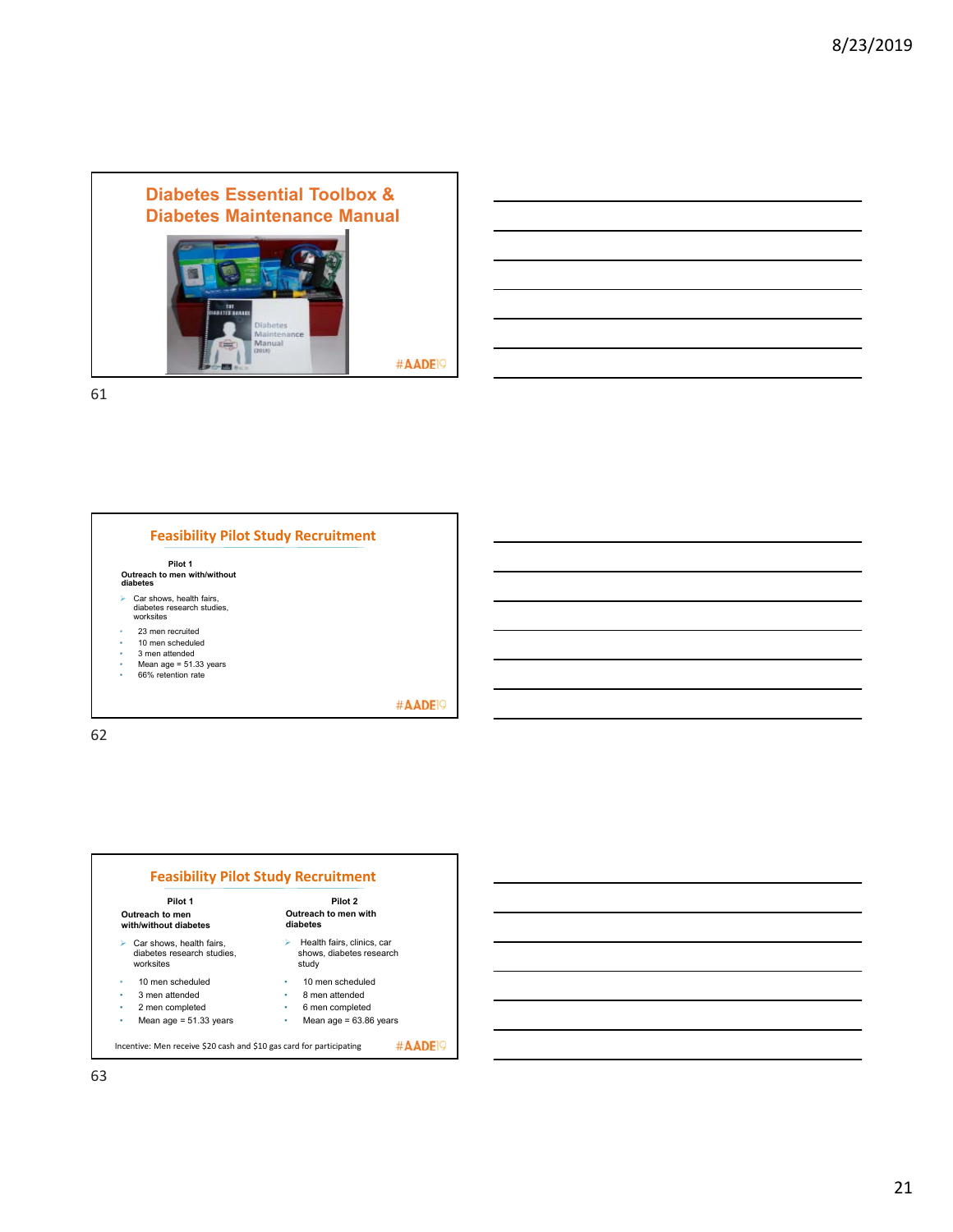## Diabetes Essential Toolbox & Diabetes Maintenance Manual

#AADE19

## Feasibility Pilot Study Recruitment

**Pilot 1**

**Outreach to men with/without diabetes**

- Car shows, health fairs, diabetes research studies, worksites

- 23 men recruited
- 10 men scheduled
- 3 men attended
- Mean age = 51.33 years
- 66% retention rate

#AADE19

## Feasibility Pilot Study Recruitment

**Pilot 1**

**Outreach to men with/without diabetes**

- Car shows, health fairs, diabetes research studies, worksites

- 10 men scheduled
- 3 men attended
- 2 men completed
- Mean age = 51.33 years

**Pilot 2**

**Outreach to men with diabetes**

- Health fairs, clinics, car shows, diabetes research study

- 10 men scheduled
- 8 men attended
- 6 men completed
- Mean age = 63.86 years

Incentive: Men receive $20 cash and $10 gas card for participating

#AADE19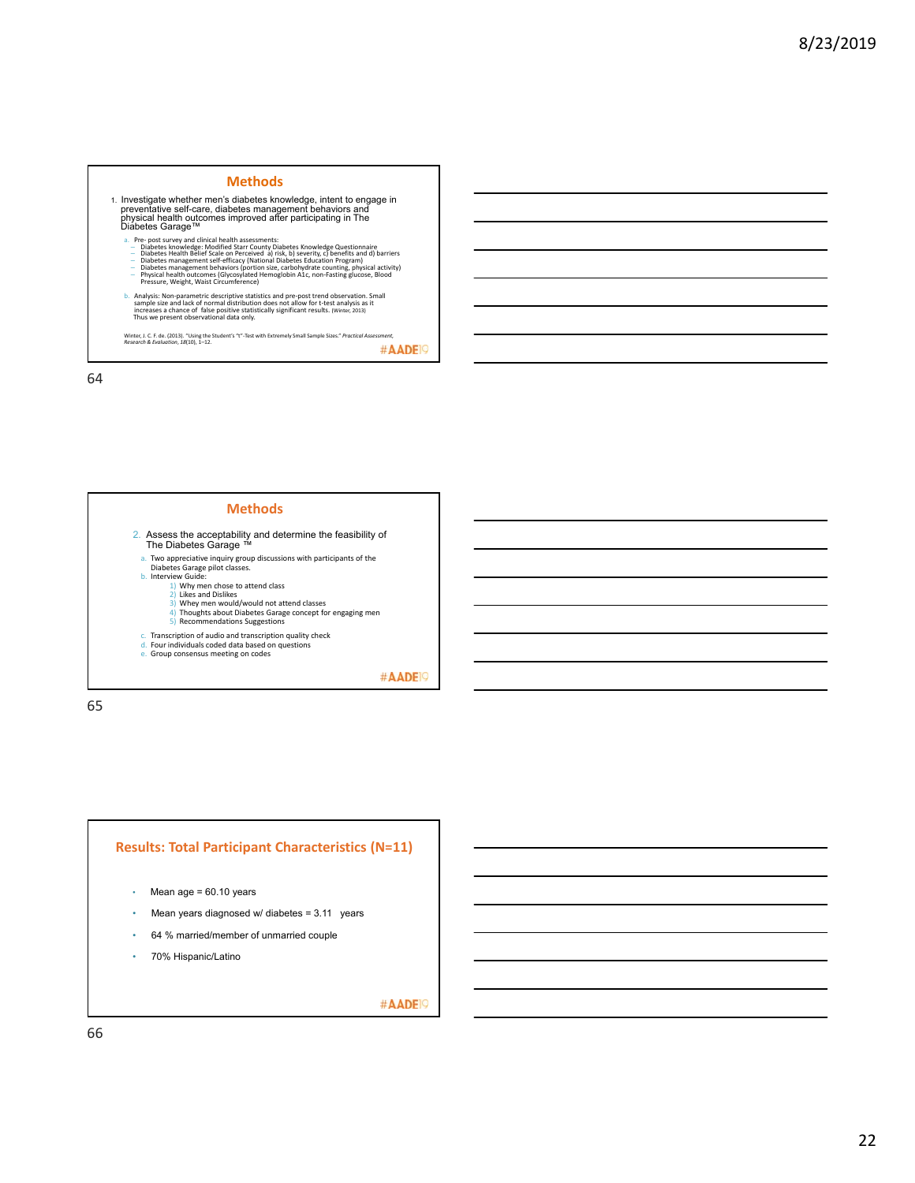## Methods

1. Investigate whether men's diabetes knowledge, intent to engage in preventative self-care, diabetes management behaviors and physical health outcomes improved after participating in The Diabetes Garage™

   a. Pre- post survey and clinical health assessments:
      - Diabetes knowledge: Modified Starr County Diabetes Knowledge Questionnaire
      - Diabetes Health Belief Scale on Perceived a) risk, b) severity, c) benefits and d) barriers
      - Diabetes management self-efficacy (National Diabetes Education Program)
      - Diabetes management behaviors (portion size, carbohydrate counting, physical activity)
      - Physical health outcomes (Glycosylated Hemoglobin A1c, non-Fasting glucose, Blood Pressure, Weight, Waist Circumference)

   b. Analysis: Non-parametric descriptive statistics and pre-post trend observation. Small sample size and lack of normal distribution does not allow for t-test analysis as it increases a chance of false positive statistically significant results. (Winter, 2013)
      Thus we present observational data only.

Winter, J. C. F. de. (2013). "Using the Student's "t"-Test with Extremely Small Sample Sizes." *Practical Assessment, Research & Evaluation*, *18*(10), 1–12.

#AADE19

64

## Methods

2. Assess the acceptability and determine the feasibility of The Diabetes Garage ™

   a. Two appreciative inquiry group discussions with participants of the Diabetes Garage pilot classes.
   b. Interview Guide:
      1) Why men chose to attend class
      2) Likes and Dislikes
      3) Whey men would/would not attend classes
      4) Thoughts about Diabetes Garage concept for engaging men
      5) Recommendations Suggestions
   c. Transcription of audio and transcription quality check
   d. Four individuals coded data based on questions
   e. Group consensus meeting on codes

#AADE19

65

## Results: Total Participant Characteristics (N=11)

- Mean age = 60.10 years
- Mean years diagnosed w/ diabetes = 3.11 years
- 64 % married/member of unmarried couple
- 70% Hispanic/Latino

#AADE19

66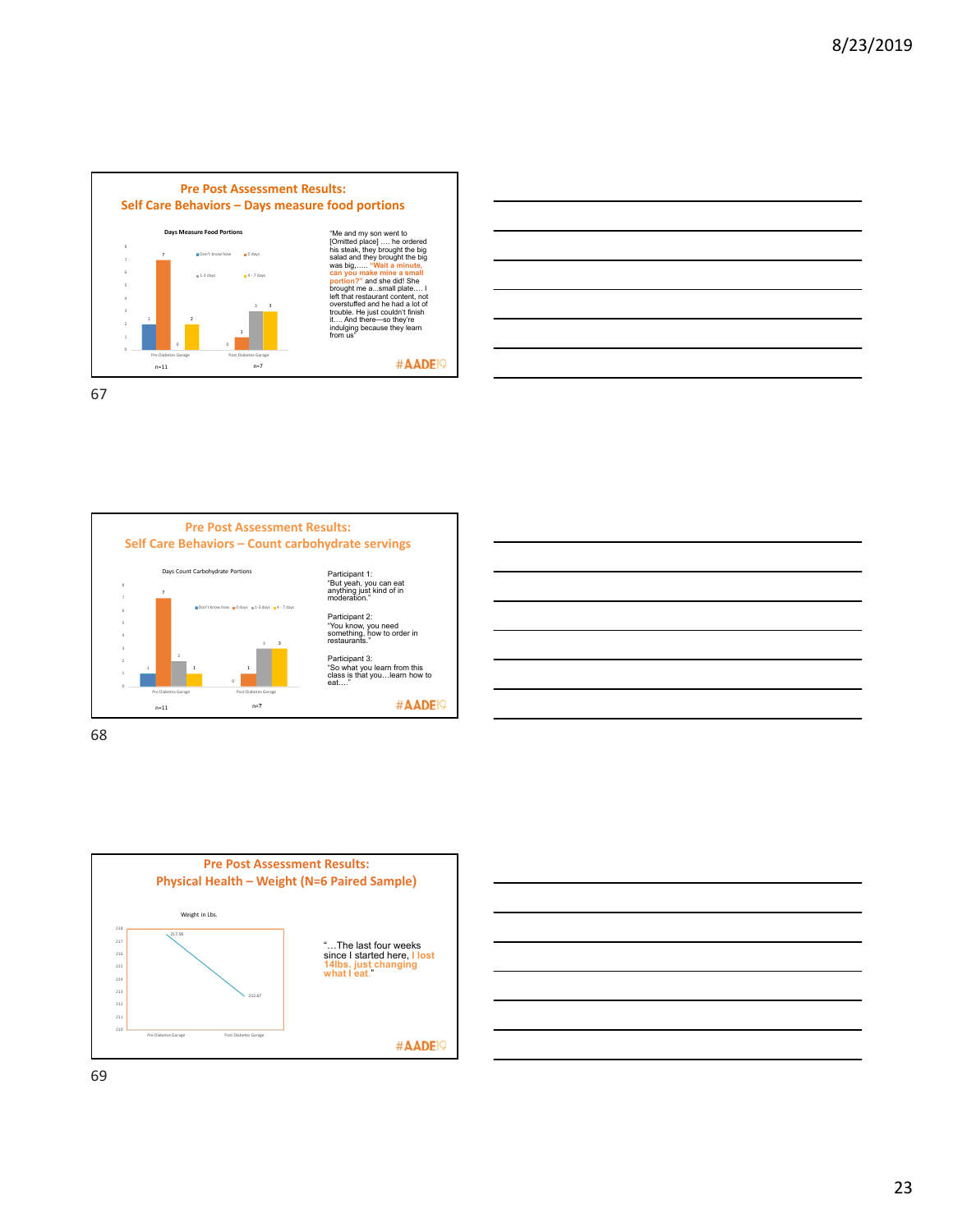## Pre Post Assessment Results: Self Care Behaviors – Days measure food portions

**Days Measure Food Portions**

| | Don't know how | 0 days | 1-3 days | 4 - 7 days |
|---|---|---|---|---|
| Pre Diabetes Garage (n=11) | 2 | 7 | 0 | 2 |
| Post Diabetes Garage (n=7) | 0 | 1 | 3 | 3 |

"Me and my son went to [Omitted place] …. he ordered his steak, they brought the big salad and they brought the big was big,….. **"Wait a minute, can you make mine a small portion?"** and she did! She brought me a...small plate…. I left that restaurant content, not overstuffed and he had a lot of trouble. He just couldn't finish it…. And there—so they're indulging because they learn from us"

#AADE19

67

## Pre Post Assessment Results: Self Care Behaviors – Count carbohydrate servings

**Days Count Carbohydrate Portions**

| | Don't know how | 0 days | 1-3 days | 4 - 7 days |
|---|---|---|---|---|
| Pre Diabetes Garage (n=11) | 1 | 7 | 2 | 1 |
| Post Diabetes Garage (n=7) | 0 | 1 | 3 | 3 |

Participant 1:
"But yeah, you can eat anything just kind of in moderation."

Participant 2:
"You know, you need something, how to order in restaurants."

Participant 3:
"So what you learn from this class is that you…learn how to eat…."

#AADE19

68

## Pre Post Assessment Results: Physical Health – Weight (N=6 Paired Sample)

**Weight in Lbs.**

| | Weight in Lbs. |
|---|---|
| Pre Diabetes Garage | 217.58 |
| Post Diabetes Garage | 212.67 |

"…The last four weeks since I started here, **I lost 14lbs. just changing what I eat.**"

#AADE19

69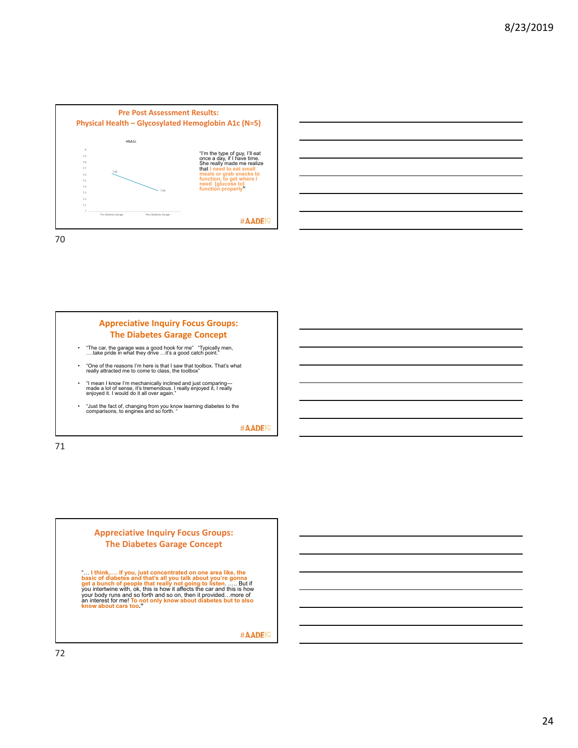## Pre Post Assessment Results: Physical Health – Glycosylated Hemoglobin A1c (N=5)

HbA1c

| | HbA1c |
|---|---|
| Pre Diabetes Garage | 7.62 |
| Post Diabetes Garage | 7.34 |

"I'm the type of guy, I'll eat once a day, if I have time. She really made me realize that **I need to eat small meals or grab snacks to function, to get where I need [glucose to] function properly**"

#AADE19

## Appreciative Inquiry Focus Groups: The Diabetes Garage Concept

- "The car, the garage was a good hook for me" "Typically men, ….take pride in what they drive …it's a good catch point."
- "One of the reasons I'm here is that I saw that toolbox. That's what really attracted me to come to class, the toolbox"
- "I mean I know I'm mechanically inclined and just comparing—made a lot of sense, it's tremendous. I really enjoyed it, I really enjoyed it. I would do it all over again."
- "Just the fact of, changing from you know learning diabetes to the comparisons, to engines and so forth. "

#AADE19

## Appreciative Inquiry Focus Groups: The Diabetes Garage Concept

"… **I think,…. if you, just concentrated on one area like, the basic of diabetes and that's all you talk about you're gonna get a bunch of people that really not going to listen.** ….. But if you intertwine with, ok, this is how it affects the car and this is how your body runs and so forth and so on, then it provided…more of an interest for me! **To not only know about diabetes but to also know about cars too.**"

#AADE19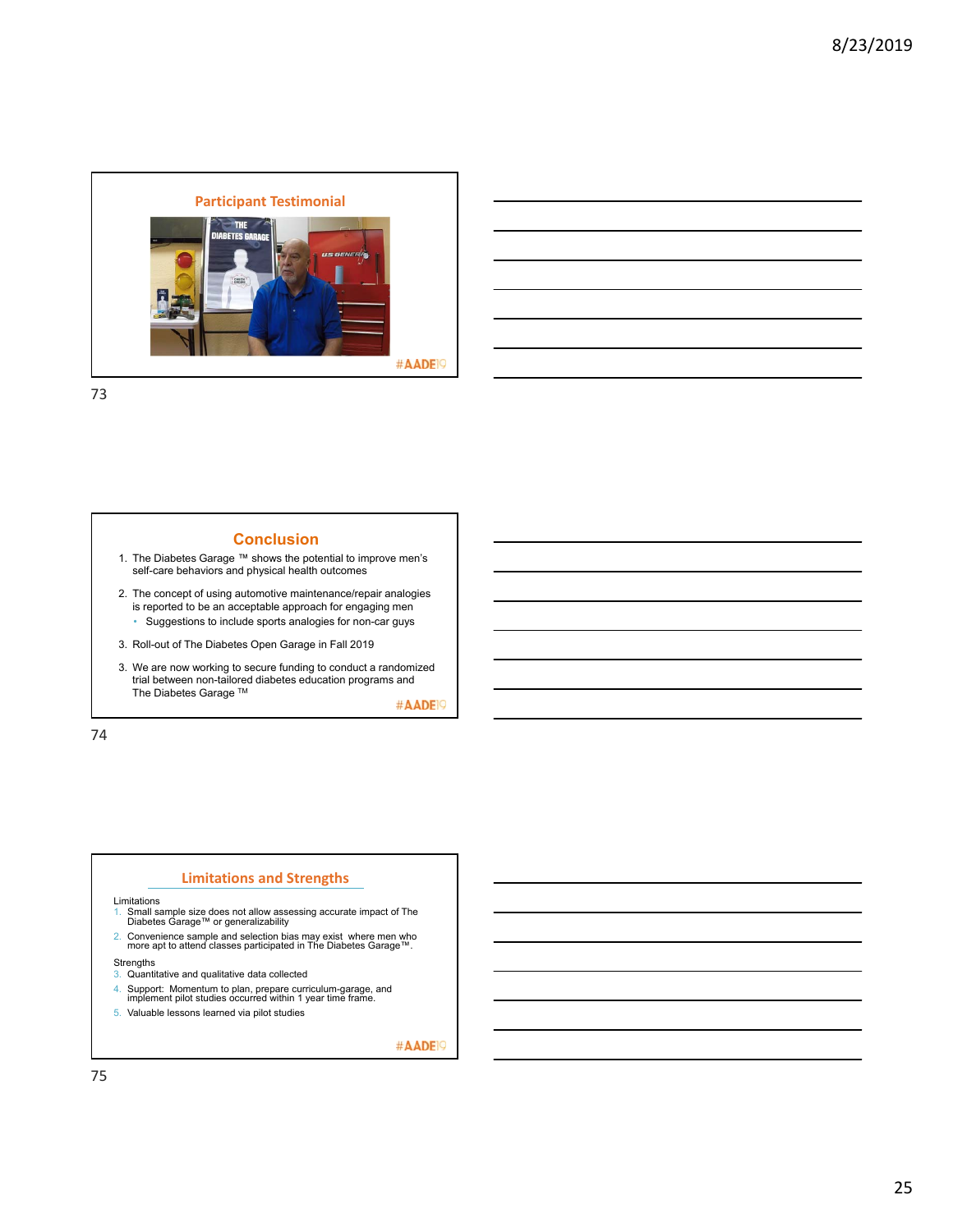## Participant Testimonial

#AADE19

## Conclusion

1. The Diabetes Garage ™ shows the potential to improve men's self-care behaviors and physical health outcomes
2. The concept of using automotive maintenance/repair analogies is reported to be an acceptable approach for engaging men
   - Suggestions to include sports analogies for non-car guys
3. Roll-out of The Diabetes Open Garage in Fall 2019
3. We are now working to secure funding to conduct a randomized trial between non-tailored diabetes education programs and The Diabetes Garage ™

#AADE19

## Limitations and Strengths

Limitations

1. Small sample size does not allow assessing accurate impact of The Diabetes Garage™ or generalizability
2. Convenience sample and selection bias may exist where men who more apt to attend classes participated in The Diabetes Garage™.

Strengths

3. Quantitative and qualitative data collected
4. Support: Momentum to plan, prepare curriculum-garage, and implement pilot studies occurred within 1 year time frame.
5. Valuable lessons learned via pilot studies

#AADE19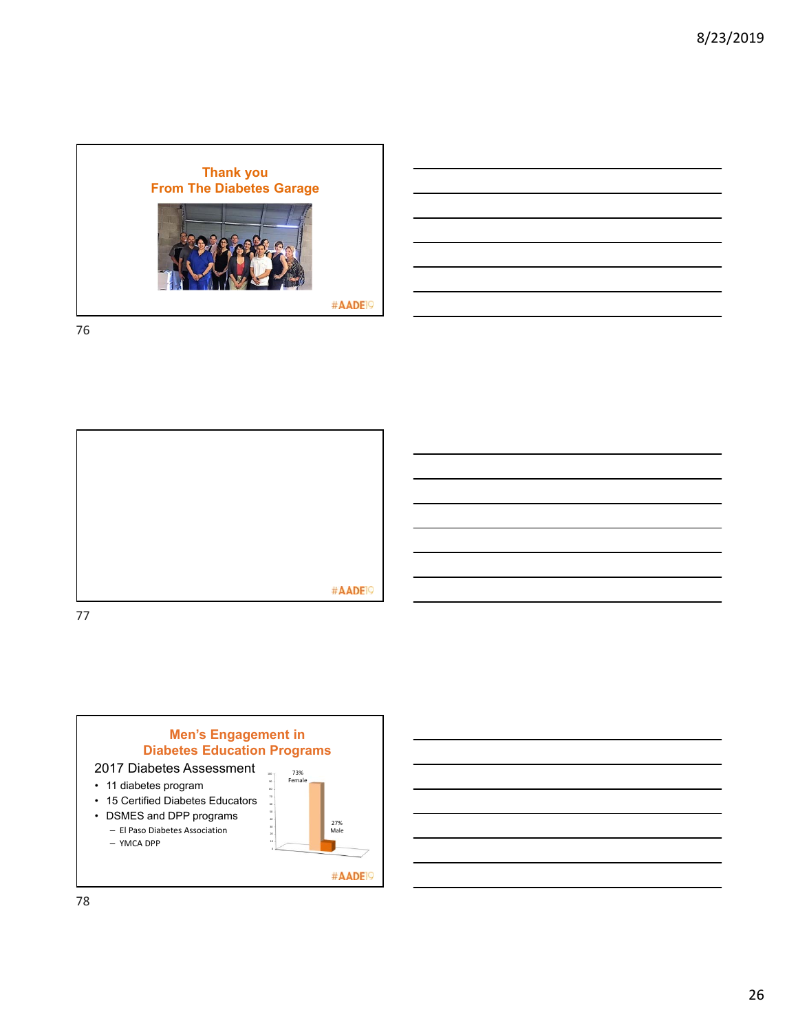## Thank you
## From The Diabetes Garage

#AADE19

#AADE19

## Men's Engagement in Diabetes Education Programs

2017 Diabetes Assessment

- 11 diabetes program
- 15 Certified Diabetes Educators
- DSMES and DPP programs
  - El Paso Diabetes Association
  - YMCA DPP

73% Female

27% Male

#AADE19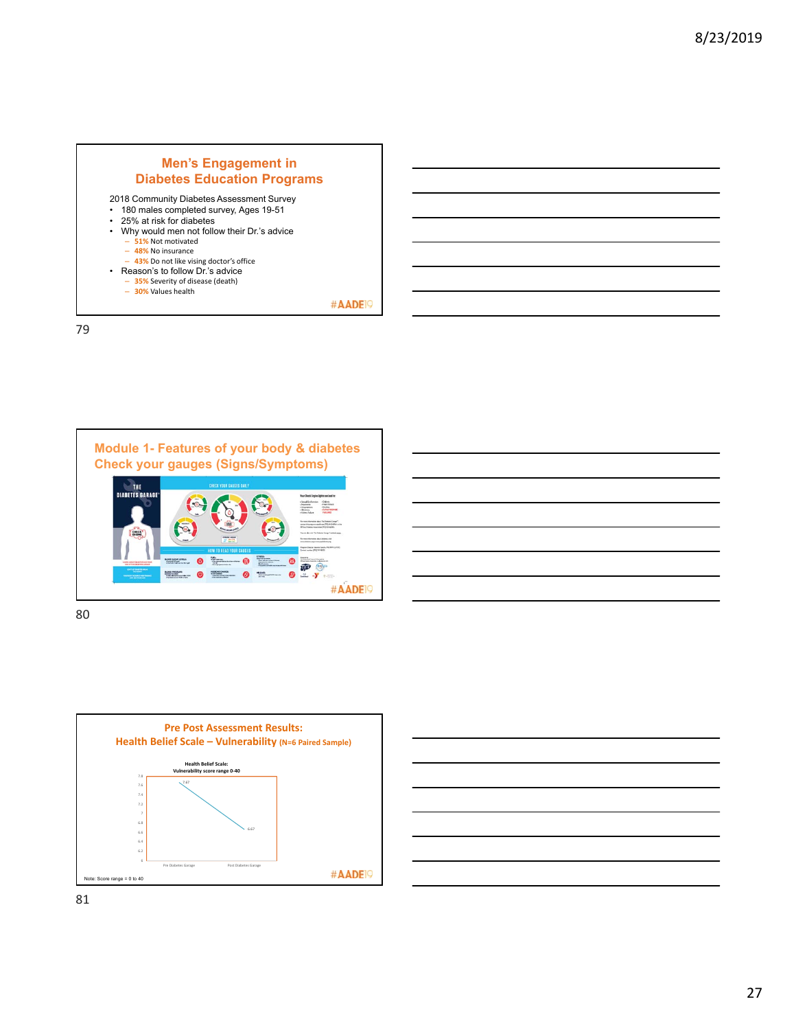## Men's Engagement in Diabetes Education Programs

2018 Community Diabetes Assessment Survey

- 180 males completed survey, Ages 19-51
- 25% at risk for diabetes
- Why would men not follow their Dr.'s advice
  - 51% Not motivated
  - 48% No insurance
  - 43% Do not like vising doctor's office
- Reason's to follow Dr.'s advice
  - 35% Severity of disease (death)
  - 30% Values health

#AADE19

## Module 1- Features of your body & diabetes Check your gauges (Signs/Symptoms)

THE DIABETES GARAGE

CHECK YOUR GAUGES DAILY

HOW TO READ YOUR GAUGES

#AADE19

## Pre Post Assessment Results: Health Belief Scale – Vulnerability (N=6 Paired Sample)

Health Belief Scale: Vulnerability score range 0-40

| | Pre Diabetes Garage | Post Diabetes Garage |
|---|---|---|
| Score | 7.67 | 6.67 |

Note: Score range = 0 to 40

#AADE19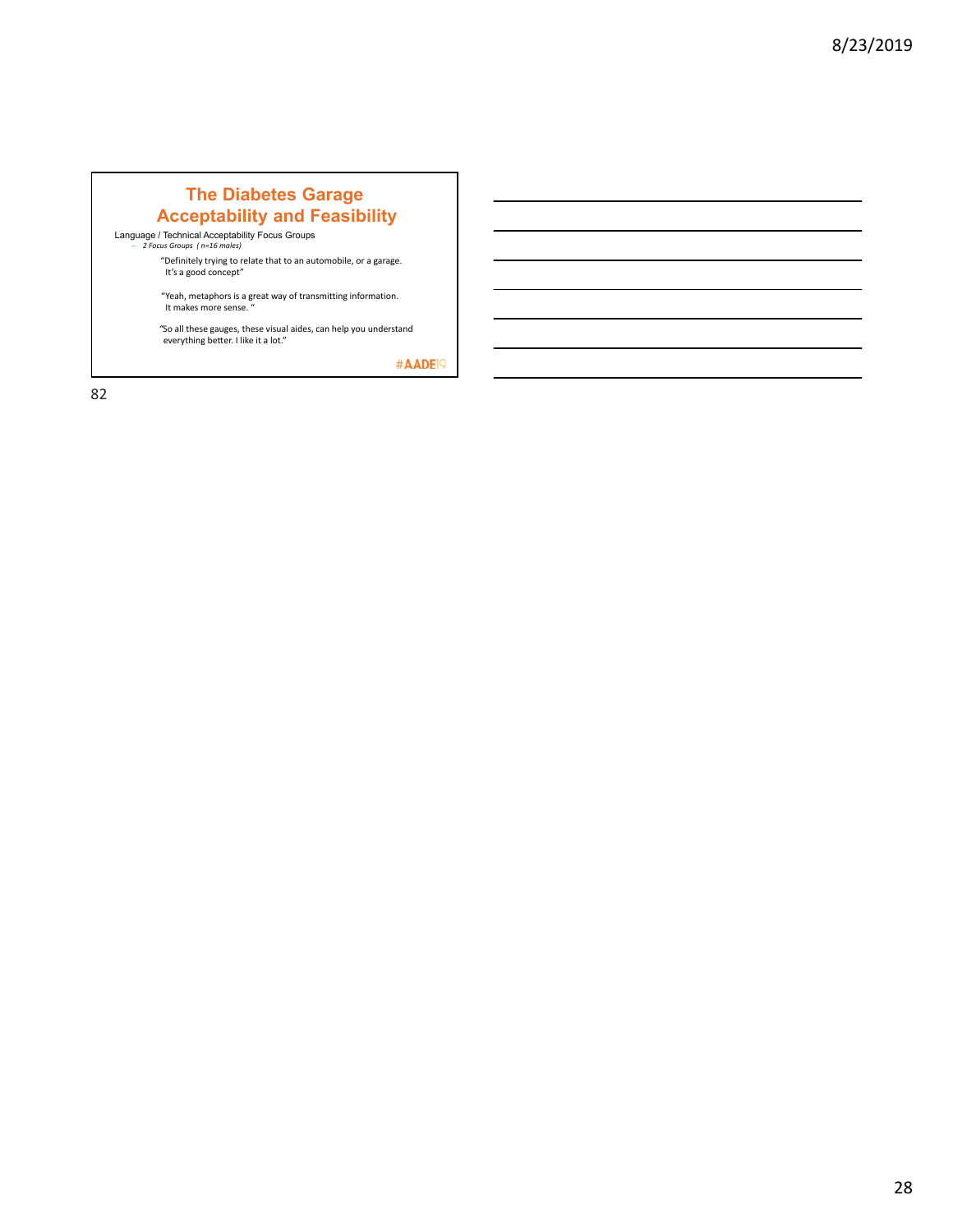## The Diabetes Garage Acceptability and Feasibility

Language / Technical Acceptability Focus Groups

- *2 Focus Groups ( n=16 males)*

"Definitely trying to relate that to an automobile, or a garage. It's a good concept"

"Yeah, metaphors is a great way of transmitting information. It makes more sense. "

"So all these gauges, these visual aides, can help you understand everything better. I like it a lot."

#AADE19